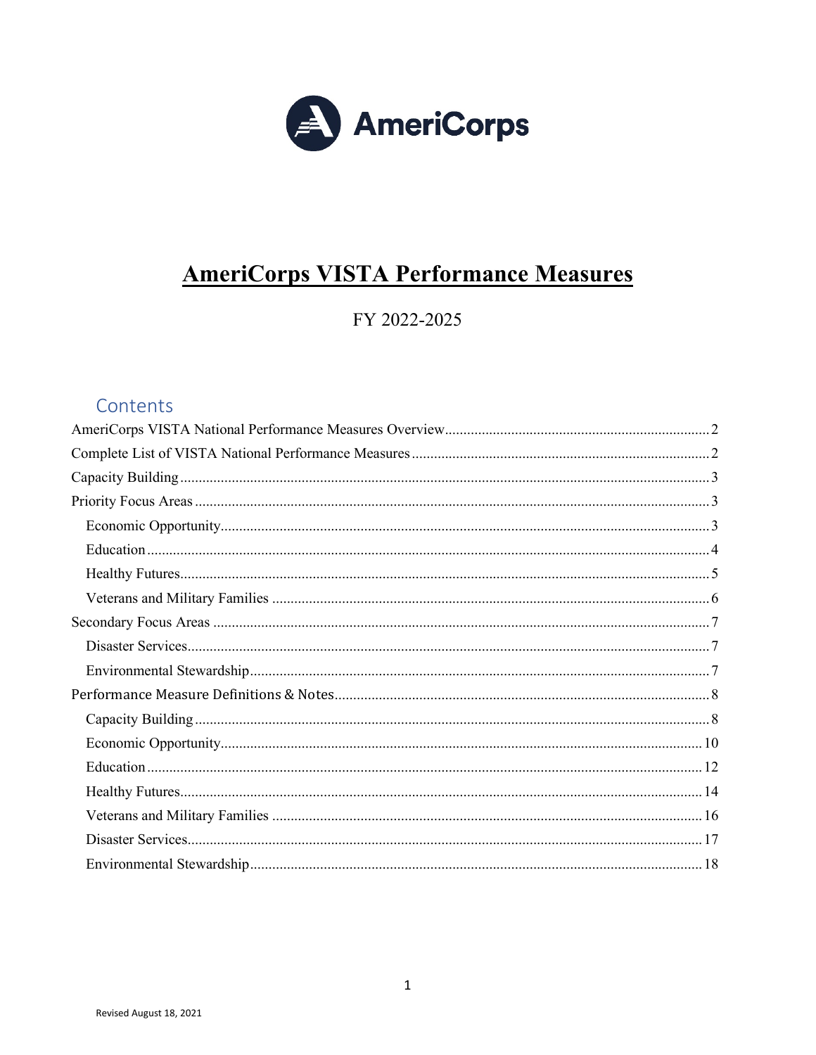AmeriCorps

# AmeriCorps VISTA Performance Measures

FY 2022-2025

## Contents

- AmeriCorps VISTA National Performance Measures Overview ........ 2
- Complete List of VISTA National Performance Measures ........ 2
- Capacity Building ........ 3
- Priority Focus Areas ........ 3
  - Economic Opportunity ........ 3
  - Education ........ 4
  - Healthy Futures ........ 5
  - Veterans and Military Families ........ 6
- Secondary Focus Areas ........ 7
  - Disaster Services ........ 7
  - Environmental Stewardship ........ 7
- Performance Measure Definitions & Notes ........ 8
  - Capacity Building ........ 8
  - Economic Opportunity ........ 10
  - Education ........ 12
  - Healthy Futures ........ 14
  - Veterans and Military Families ........ 16
  - Disaster Services ........ 17
  - Environmental Stewardship ........ 18

Revised August 18, 2021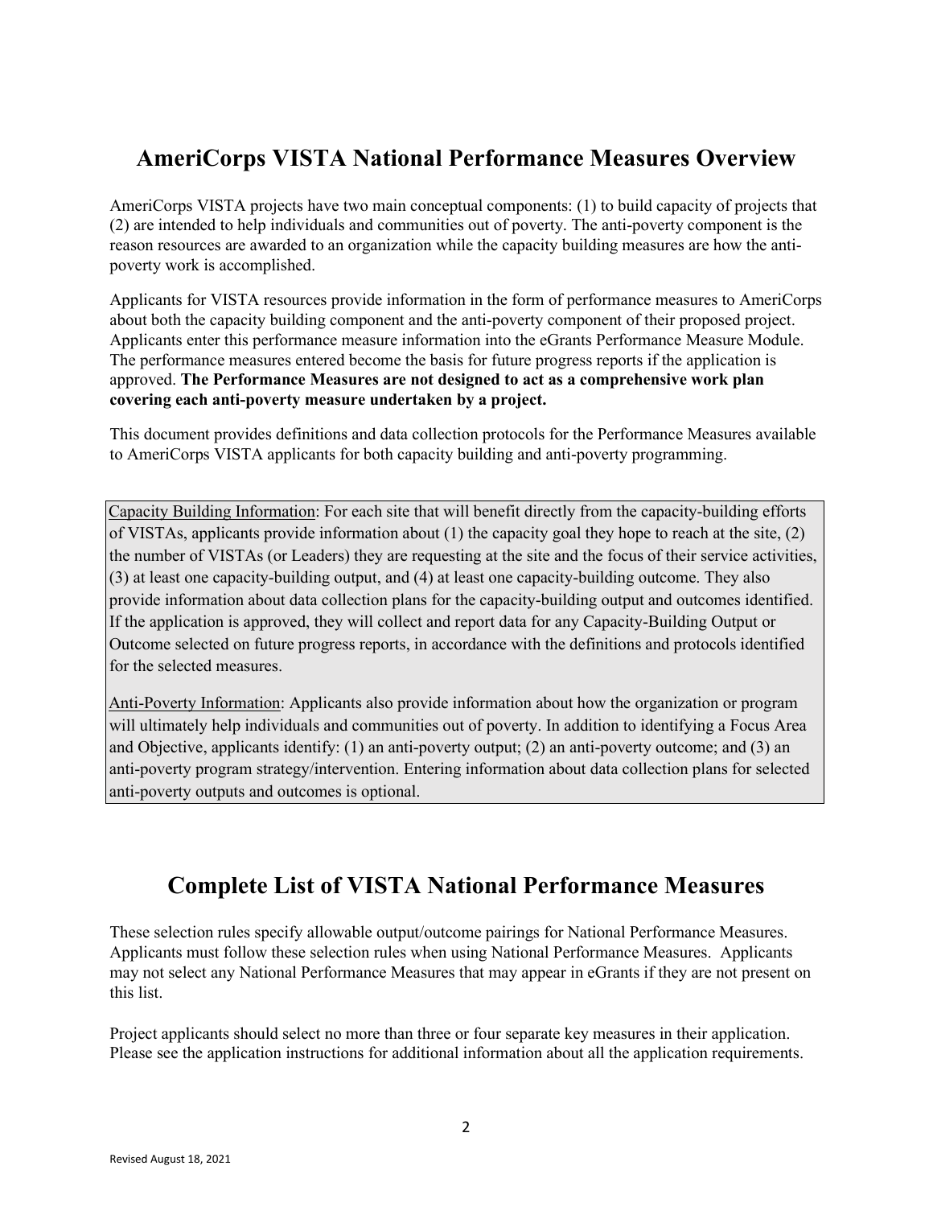## AmeriCorps VISTA National Performance Measures Overview

AmeriCorps VISTA projects have two main conceptual components: (1) to build capacity of projects that (2) are intended to help individuals and communities out of poverty. The anti-poverty component is the reason resources are awarded to an organization while the capacity building measures are how the anti-poverty work is accomplished.

Applicants for VISTA resources provide information in the form of performance measures to AmeriCorps about both the capacity building component and the anti-poverty component of their proposed project. Applicants enter this performance measure information into the eGrants Performance Measure Module. The performance measures entered become the basis for future progress reports if the application is approved. **The Performance Measures are not designed to act as a comprehensive work plan covering each anti-poverty measure undertaken by a project.**

This document provides definitions and data collection protocols for the Performance Measures available to AmeriCorps VISTA applicants for both capacity building and anti-poverty programming.

Capacity Building Information: For each site that will benefit directly from the capacity-building efforts of VISTAs, applicants provide information about (1) the capacity goal they hope to reach at the site, (2) the number of VISTAs (or Leaders) they are requesting at the site and the focus of their service activities, (3) at least one capacity-building output, and (4) at least one capacity-building outcome. They also provide information about data collection plans for the capacity-building output and outcomes identified. If the application is approved, they will collect and report data for any Capacity-Building Output or Outcome selected on future progress reports, in accordance with the definitions and protocols identified for the selected measures.

Anti-Poverty Information: Applicants also provide information about how the organization or program will ultimately help individuals and communities out of poverty. In addition to identifying a Focus Area and Objective, applicants identify: (1) an anti-poverty output; (2) an anti-poverty outcome; and (3) an anti-poverty program strategy/intervention. Entering information about data collection plans for selected anti-poverty outputs and outcomes is optional.

## Complete List of VISTA National Performance Measures

These selection rules specify allowable output/outcome pairings for National Performance Measures. Applicants must follow these selection rules when using National Performance Measures. Applicants may not select any National Performance Measures that may appear in eGrants if they are not present on this list.

Project applicants should select no more than three or four separate key measures in their application. Please see the application instructions for additional information about all the application requirements.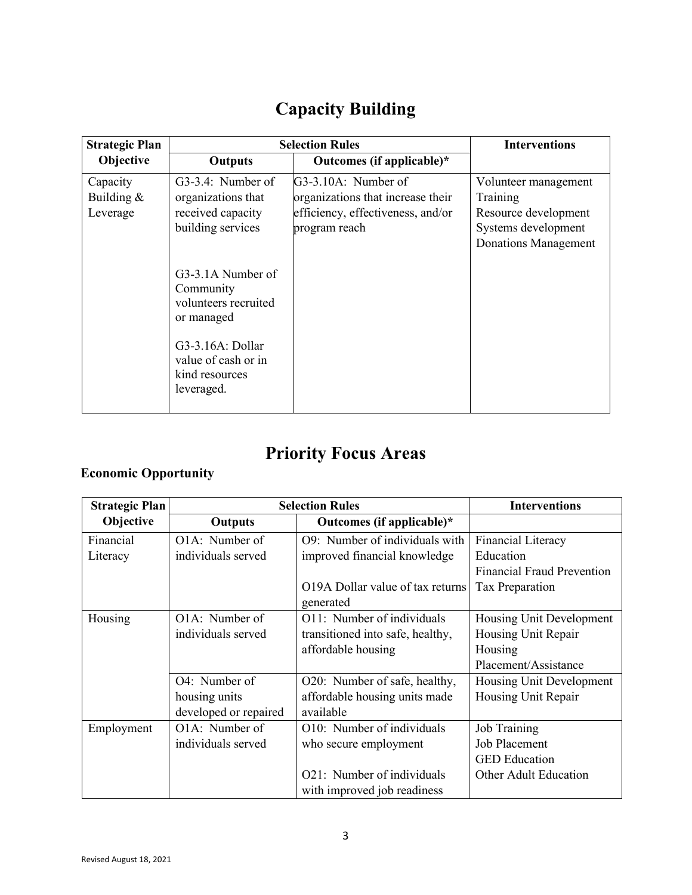# Capacity Building

| Strategic Plan Objective | Selection Rules | | Interventions |
|---|---|---|---|
| | Outputs | Outcomes (if applicable)* | |
| Capacity Building & Leverage | G3-3.4: Number of organizations that received capacity building services<br><br>G3-3.1A Number of Community volunteers recruited or managed<br><br>G3-3.16A: Dollar value of cash or in kind resources leveraged. | G3-3.10A: Number of organizations that increase their efficiency, effectiveness, and/or program reach | Volunteer management<br>Training<br>Resource development<br>Systems development<br>Donations Management |

# Priority Focus Areas

**Economic Opportunity**

| Strategic Plan Objective | Selection Rules | | Interventions |
|---|---|---|---|
| | Outputs | Outcomes (if applicable)* | |
| Financial Literacy | O1A: Number of individuals served | O9: Number of individuals with improved financial knowledge<br><br>O19A Dollar value of tax returns generated | Financial Literacy Education<br>Financial Fraud Prevention<br>Tax Preparation |
| Housing | O1A: Number of individuals served | O11: Number of individuals transitioned into safe, healthy, affordable housing | Housing Unit Development<br>Housing Unit Repair<br>Housing Placement/Assistance |
| | O4: Number of housing units developed or repaired | O20: Number of safe, healthy, affordable housing units made available | Housing Unit Development<br>Housing Unit Repair |
| Employment | O1A: Number of individuals served | O10: Number of individuals who secure employment<br><br>O21: Number of individuals with improved job readiness | Job Training<br>Job Placement<br>GED Education<br>Other Adult Education |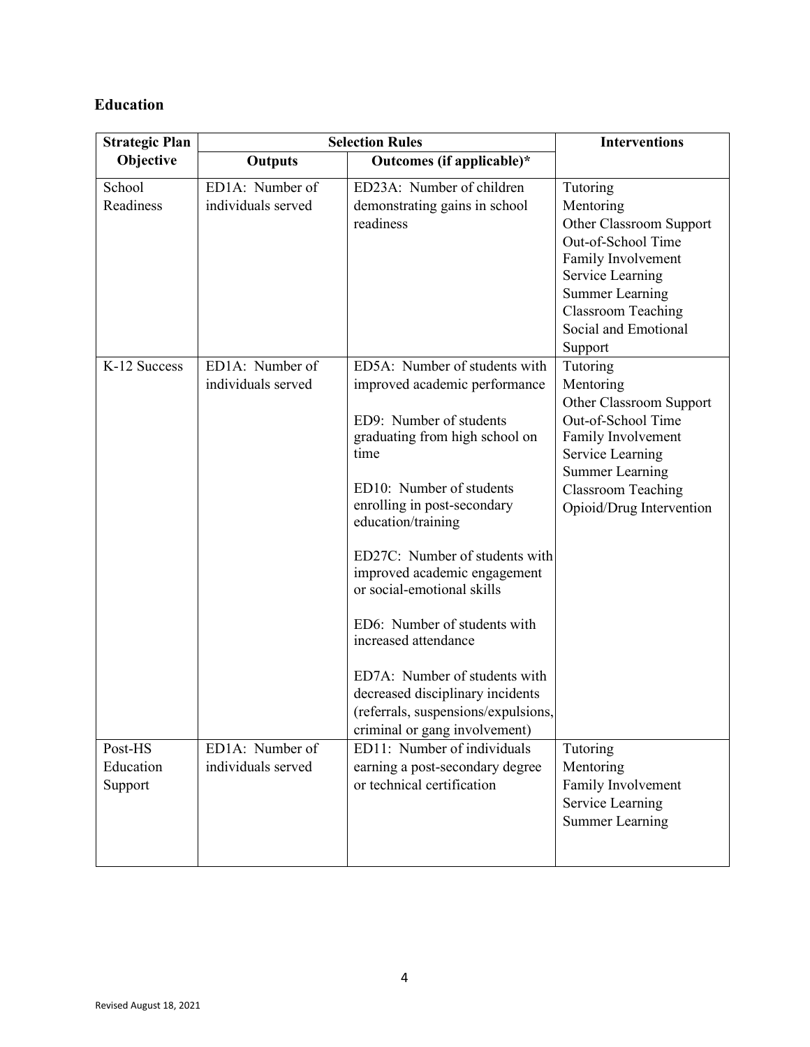## Education

| Strategic Plan Objective | Selection Rules | | Interventions |
|---|---|---|---|
| | Outputs | Outcomes (if applicable)* | |
| School Readiness | ED1A: Number of individuals served | ED23A: Number of children demonstrating gains in school readiness | Tutoring<br>Mentoring<br>Other Classroom Support<br>Out-of-School Time<br>Family Involvement<br>Service Learning<br>Summer Learning<br>Classroom Teaching<br>Social and Emotional Support |
| K-12 Success | ED1A: Number of individuals served | ED5A: Number of students with improved academic performance<br><br>ED9: Number of students graduating from high school on time<br><br>ED10: Number of students enrolling in post-secondary education/training<br><br>ED27C: Number of students with improved academic engagement or social-emotional skills<br><br>ED6: Number of students with increased attendance<br><br>ED7A: Number of students with decreased disciplinary incidents (referrals, suspensions/expulsions, criminal or gang involvement) | Tutoring<br>Mentoring<br>Other Classroom Support<br>Out-of-School Time<br>Family Involvement<br>Service Learning<br>Summer Learning<br>Classroom Teaching<br>Opioid/Drug Intervention |
| Post-HS Education Support | ED1A: Number of individuals served | ED11: Number of individuals earning a post-secondary degree or technical certification | Tutoring<br>Mentoring<br>Family Involvement<br>Service Learning<br>Summer Learning |

Revised August 18, 2021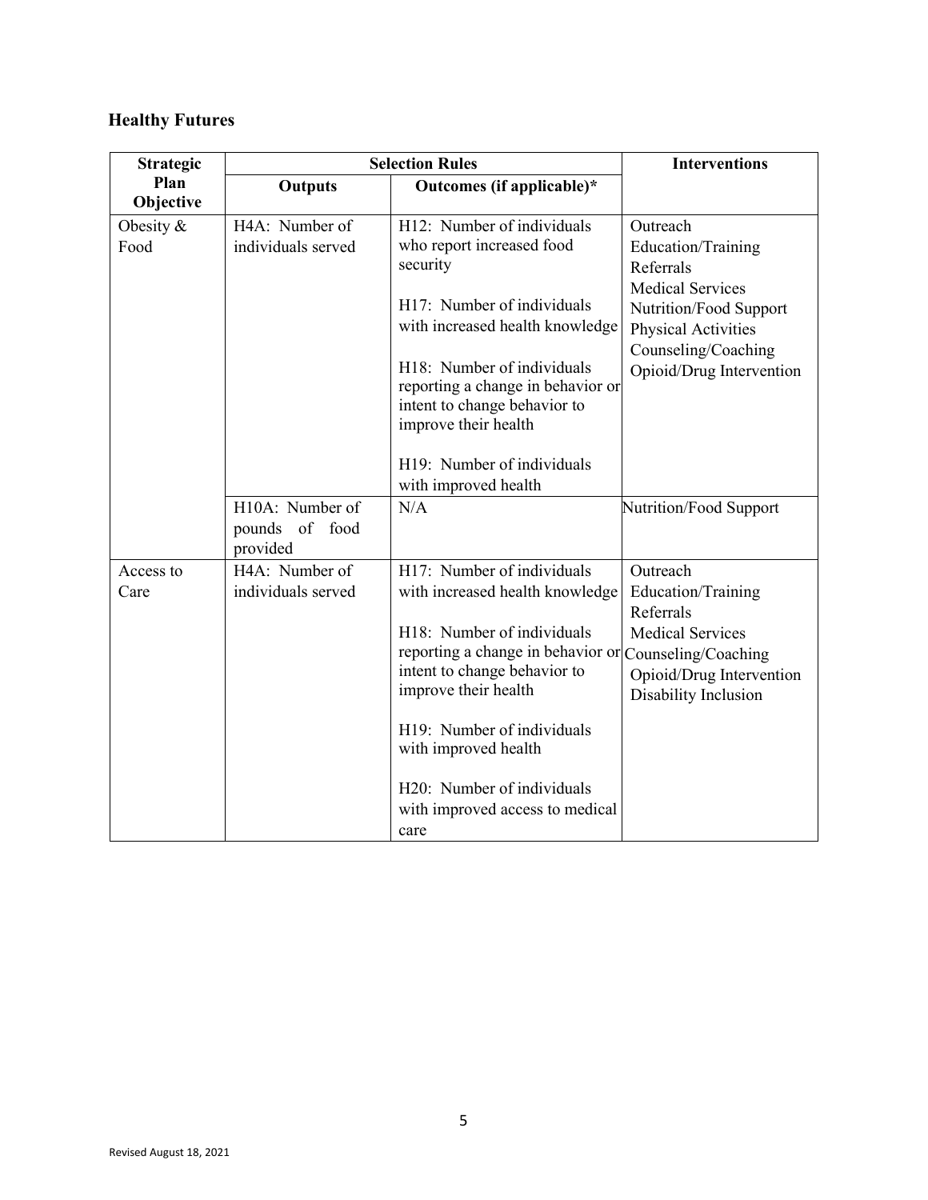## Healthy Futures

| Strategic Plan Objective | Selection Rules | | Interventions |
|---|---|---|---|
| | Outputs | Outcomes (if applicable)* | |
| Obesity & Food | H4A: Number of individuals served | H12: Number of individuals who report increased food security<br><br>H17: Number of individuals with increased health knowledge<br><br>H18: Number of individuals reporting a change in behavior or intent to change behavior to improve their health<br><br>H19: Number of individuals with improved health | Outreach<br>Education/Training<br>Referrals<br>Medical Services<br>Nutrition/Food Support<br>Physical Activities<br>Counseling/Coaching<br>Opioid/Drug Intervention |
| | H10A: Number of pounds of food provided | N/A | Nutrition/Food Support |
| Access to Care | H4A: Number of individuals served | H17: Number of individuals with increased health knowledge<br><br>H18: Number of individuals reporting a change in behavior or intent to change behavior to improve their health<br><br>H19: Number of individuals with improved health<br><br>H20: Number of individuals with improved access to medical care | Outreach<br>Education/Training<br>Referrals<br>Medical Services<br>Counseling/Coaching<br>Opioid/Drug Intervention<br>Disability Inclusion |

Revised August 18, 2021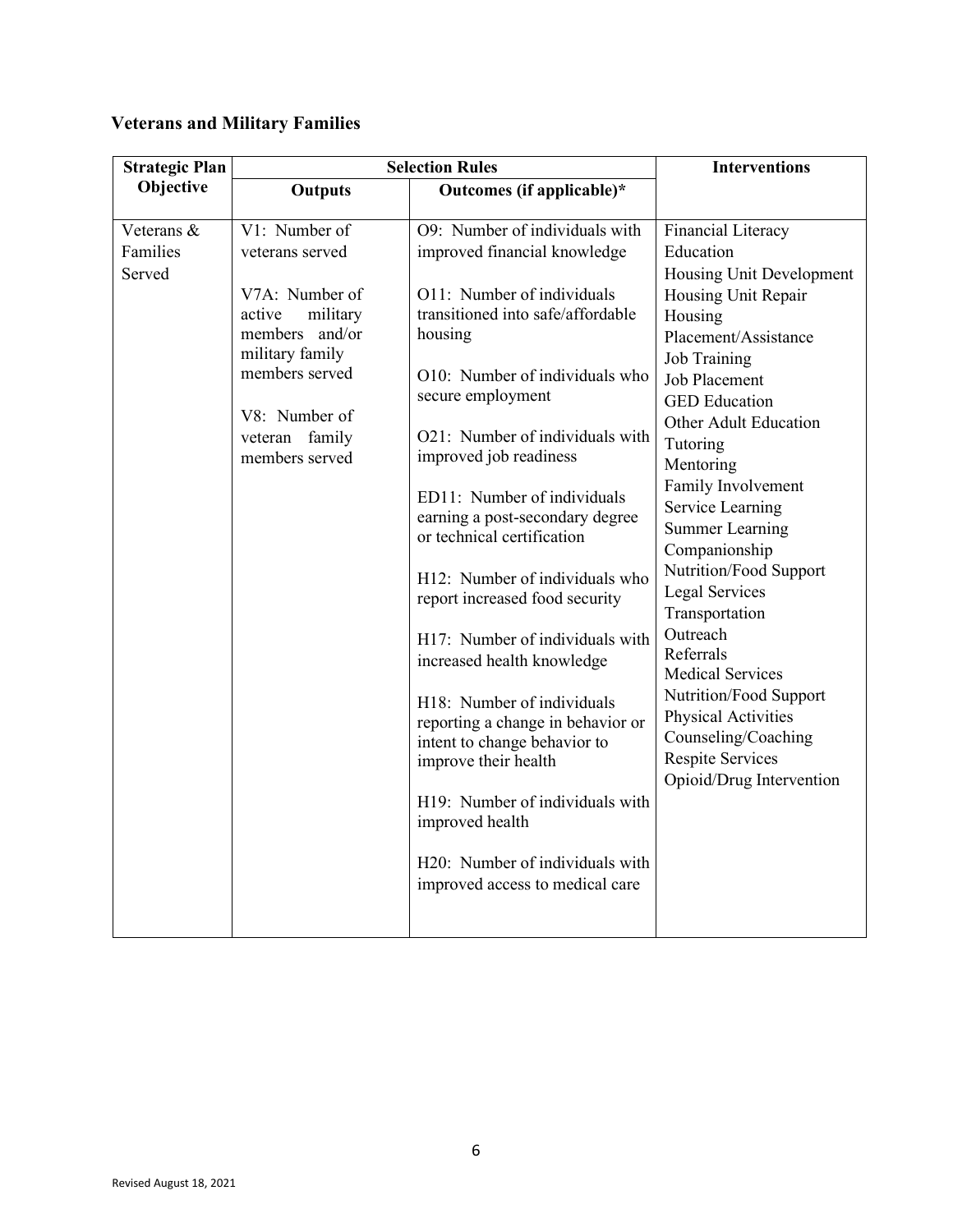## Veterans and Military Families

| Strategic Plan Objective | Selection Rules | | Interventions |
|---|---|---|---|
| | Outputs | Outcomes (if applicable)* | |
| Veterans & Families Served | V1: Number of veterans served<br><br>V7A: Number of active military members and/or military family members served<br><br>V8: Number of veteran family members served | O9: Number of individuals with improved financial knowledge<br><br>O11: Number of individuals transitioned into safe/affordable housing<br><br>O10: Number of individuals who secure employment<br><br>O21: Number of individuals with improved job readiness<br><br>ED11: Number of individuals earning a post-secondary degree or technical certification<br><br>H12: Number of individuals who report increased food security<br><br>H17: Number of individuals with increased health knowledge<br><br>H18: Number of individuals reporting a change in behavior or intent to change behavior to improve their health<br><br>H19: Number of individuals with improved health<br><br>H20: Number of individuals with improved access to medical care | Financial Literacy Education<br>Housing Unit Development<br>Housing Unit Repair<br>Housing Placement/Assistance<br>Job Training<br>Job Placement<br>GED Education<br>Other Adult Education<br>Tutoring<br>Mentoring<br>Family Involvement<br>Service Learning<br>Summer Learning<br>Companionship<br>Nutrition/Food Support<br>Legal Services<br>Transportation<br>Outreach<br>Referrals<br>Medical Services<br>Nutrition/Food Support<br>Physical Activities<br>Counseling/Coaching<br>Respite Services<br>Opioid/Drug Intervention |

Revised August 18, 2021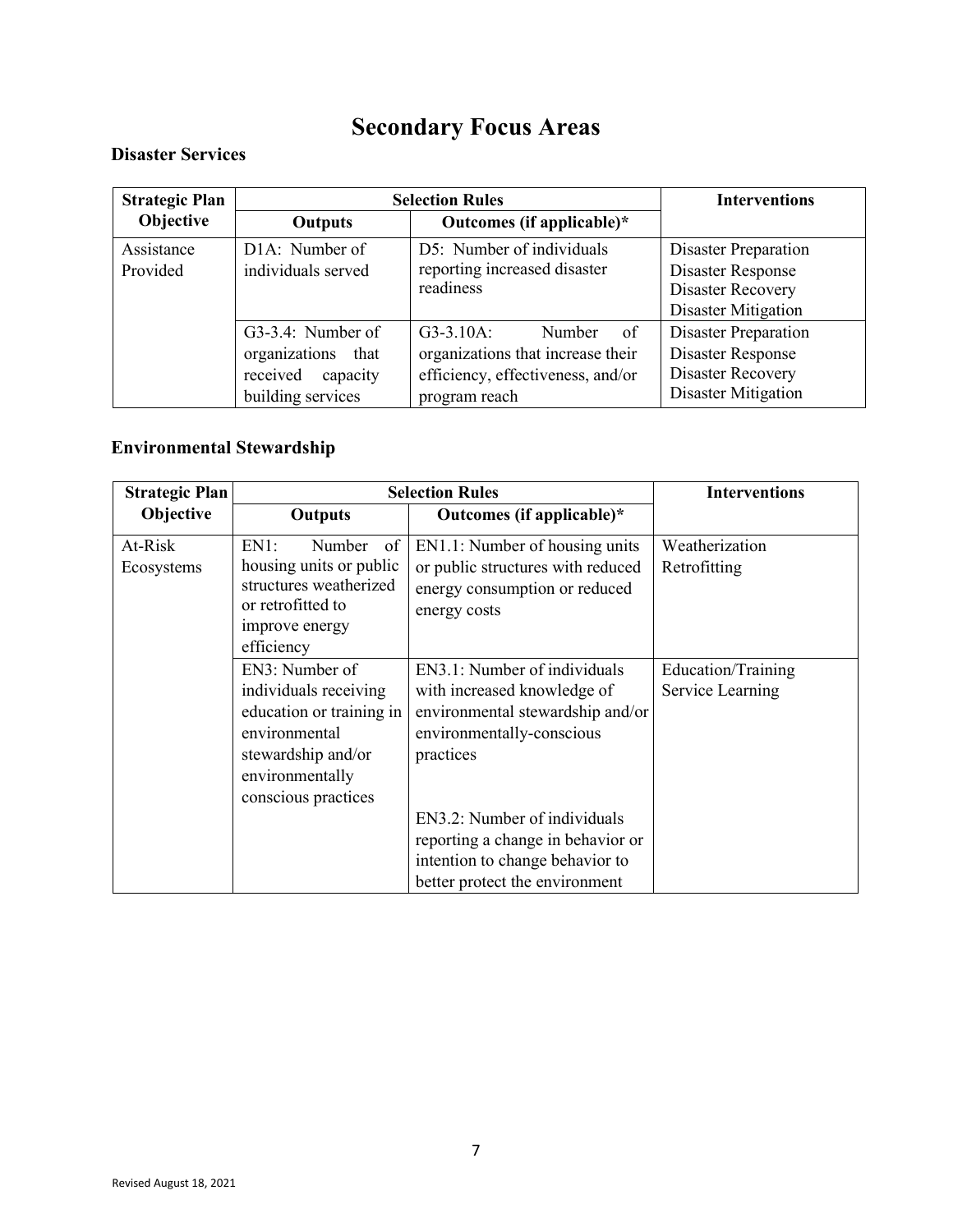# Secondary Focus Areas

## Disaster Services

| Strategic Plan Objective | Selection Rules | | Interventions |
|---|---|---|---|
| | **Outputs** | **Outcomes (if applicable)*** | |
| Assistance Provided | D1A: Number of individuals served | D5: Number of individuals reporting increased disaster readiness | Disaster Preparation<br>Disaster Response<br>Disaster Recovery<br>Disaster Mitigation |
| | G3-3.4: Number of organizations that received capacity building services | G3-3.10A: Number of organizations that increase their efficiency, effectiveness, and/or program reach | Disaster Preparation<br>Disaster Response<br>Disaster Recovery<br>Disaster Mitigation |

## Environmental Stewardship

| Strategic Plan Objective | Selection Rules | | Interventions |
|---|---|---|---|
| | **Outputs** | **Outcomes (if applicable)*** | |
| At-Risk Ecosystems | EN1: Number of housing units or public structures weatherized or retrofitted to improve energy efficiency | EN1.1: Number of housing units or public structures with reduced energy consumption or reduced energy costs | Weatherization<br>Retrofitting |
| | EN3: Number of individuals receiving education or training in environmental stewardship and/or environmentally conscious practices | EN3.1: Number of individuals with increased knowledge of environmental stewardship and/or environmentally-conscious practices<br><br>EN3.2: Number of individuals reporting a change in behavior or intention to change behavior to better protect the environment | Education/Training<br>Service Learning |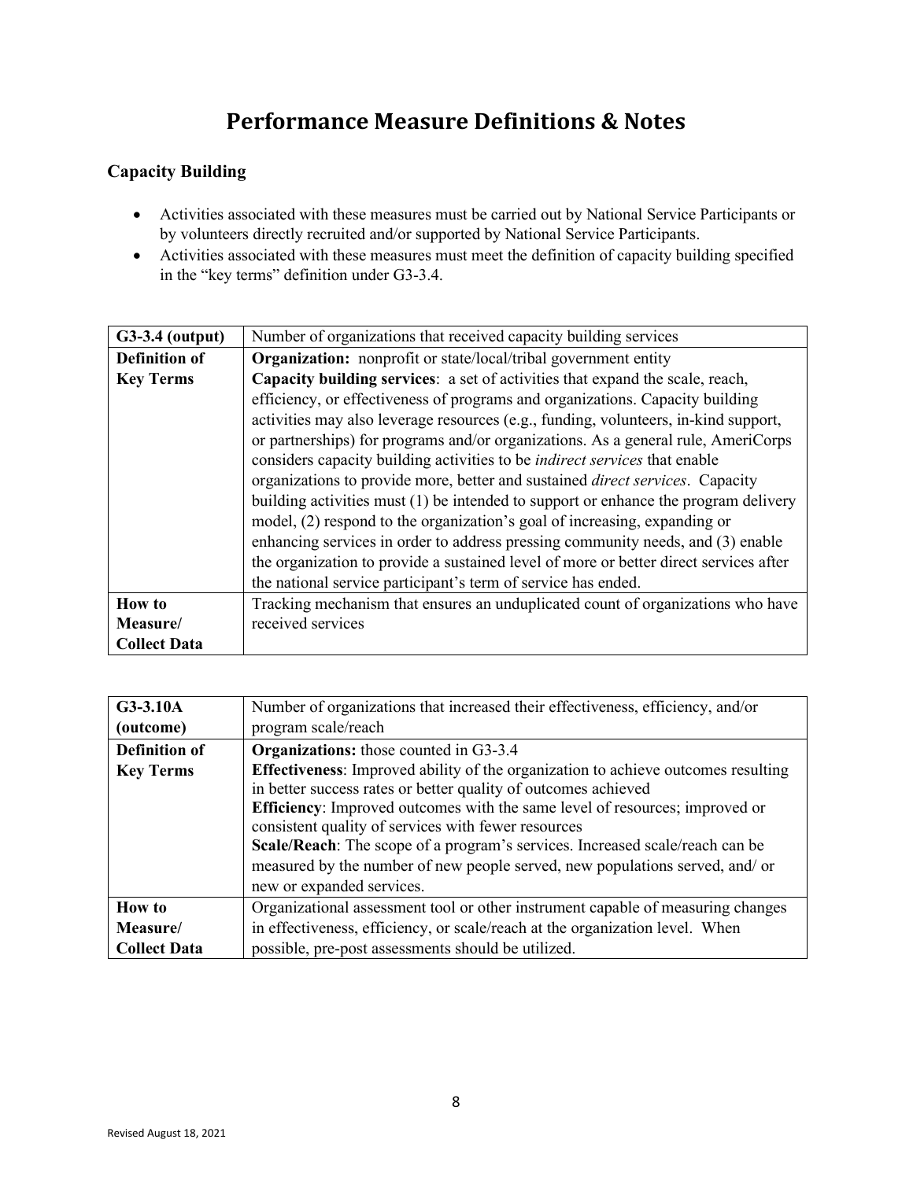# Performance Measure Definitions & Notes

### Capacity Building

- Activities associated with these measures must be carried out by National Service Participants or by volunteers directly recruited and/or supported by National Service Participants.
- Activities associated with these measures must meet the definition of capacity building specified in the "key terms" definition under G3-3.4.

| **G3-3.4 (output)** | Number of organizations that received capacity building services |
|---|---|
| **Definition of Key Terms** | **Organization:** nonprofit or state/local/tribal government entity<br>**Capacity building services**: a set of activities that expand the scale, reach, efficiency, or effectiveness of programs and organizations. Capacity building activities may also leverage resources (e.g., funding, volunteers, in-kind support, or partnerships) for programs and/or organizations. As a general rule, AmeriCorps considers capacity building activities to be *indirect services* that enable organizations to provide more, better and sustained *direct services*. Capacity building activities must (1) be intended to support or enhance the program delivery model, (2) respond to the organization's goal of increasing, expanding or enhancing services in order to address pressing community needs, and (3) enable the organization to provide a sustained level of more or better direct services after the national service participant's term of service has ended. |
| **How to Measure/ Collect Data** | Tracking mechanism that ensures an unduplicated count of organizations who have received services |

| **G3-3.10A (outcome)** | Number of organizations that increased their effectiveness, efficiency, and/or program scale/reach |
|---|---|
| **Definition of Key Terms** | **Organizations:** those counted in G3-3.4<br>**Effectiveness**: Improved ability of the organization to achieve outcomes resulting in better success rates or better quality of outcomes achieved<br>**Efficiency**: Improved outcomes with the same level of resources; improved or consistent quality of services with fewer resources<br>**Scale/Reach**: The scope of a program's services. Increased scale/reach can be measured by the number of new people served, new populations served, and/ or new or expanded services. |
| **How to Measure/ Collect Data** | Organizational assessment tool or other instrument capable of measuring changes in effectiveness, efficiency, or scale/reach at the organization level. When possible, pre-post assessments should be utilized. |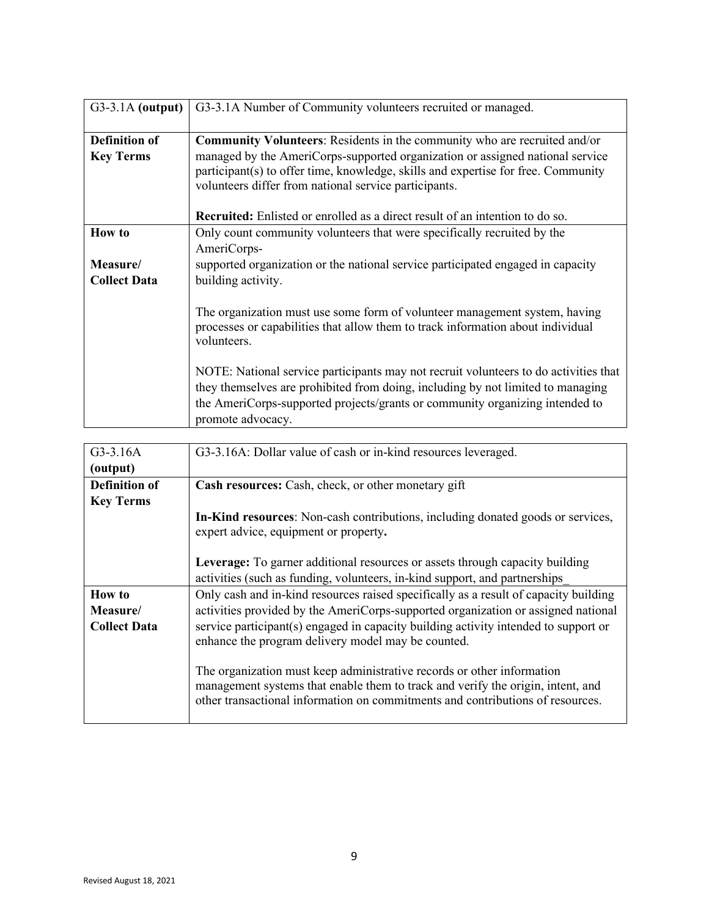| G3-3.1A **(output)** | G3-3.1A Number of Community volunteers recruited or managed. |
| --- | --- |
| **Definition of Key Terms** | **Community Volunteers**: Residents in the community who are recruited and/or managed by the AmeriCorps-supported organization or assigned national service participant(s) to offer time, knowledge, skills and expertise for free. Community volunteers differ from national service participants.<br><br>**Recruited:** Enlisted or enrolled as a direct result of an intention to do so. |
| **How to Measure/ Collect Data** | Only count community volunteers that were specifically recruited by the AmeriCorps-supported organization or the national service participated engaged in capacity building activity.<br><br>The organization must use some form of volunteer management system, having processes or capabilities that allow them to track information about individual volunteers.<br><br>NOTE: National service participants may not recruit volunteers to do activities that they themselves are prohibited from doing, including by not limited to managing the AmeriCorps-supported projects/grants or community organizing intended to promote advocacy. |

| G3-3.16A **(output)** | G3-3.16A: Dollar value of cash or in-kind resources leveraged. |
| --- | --- |
| **Definition of Key Terms** | **Cash resources:** Cash, check, or other monetary gift<br><br>**In-Kind resources**: Non-cash contributions, including donated goods or services, expert advice, equipment or property**.**<br><br>**Leverage:** To garner additional resources or assets through capacity building activities (such as funding, volunteers, in-kind support, and partnerships_ |
| **How to Measure/ Collect Data** | Only cash and in-kind resources raised specifically as a result of capacity building activities provided by the AmeriCorps-supported organization or assigned national service participant(s) engaged in capacity building activity intended to support or enhance the program delivery model may be counted.<br><br>The organization must keep administrative records or other information management systems that enable them to track and verify the origin, intent, and other transactional information on commitments and contributions of resources. |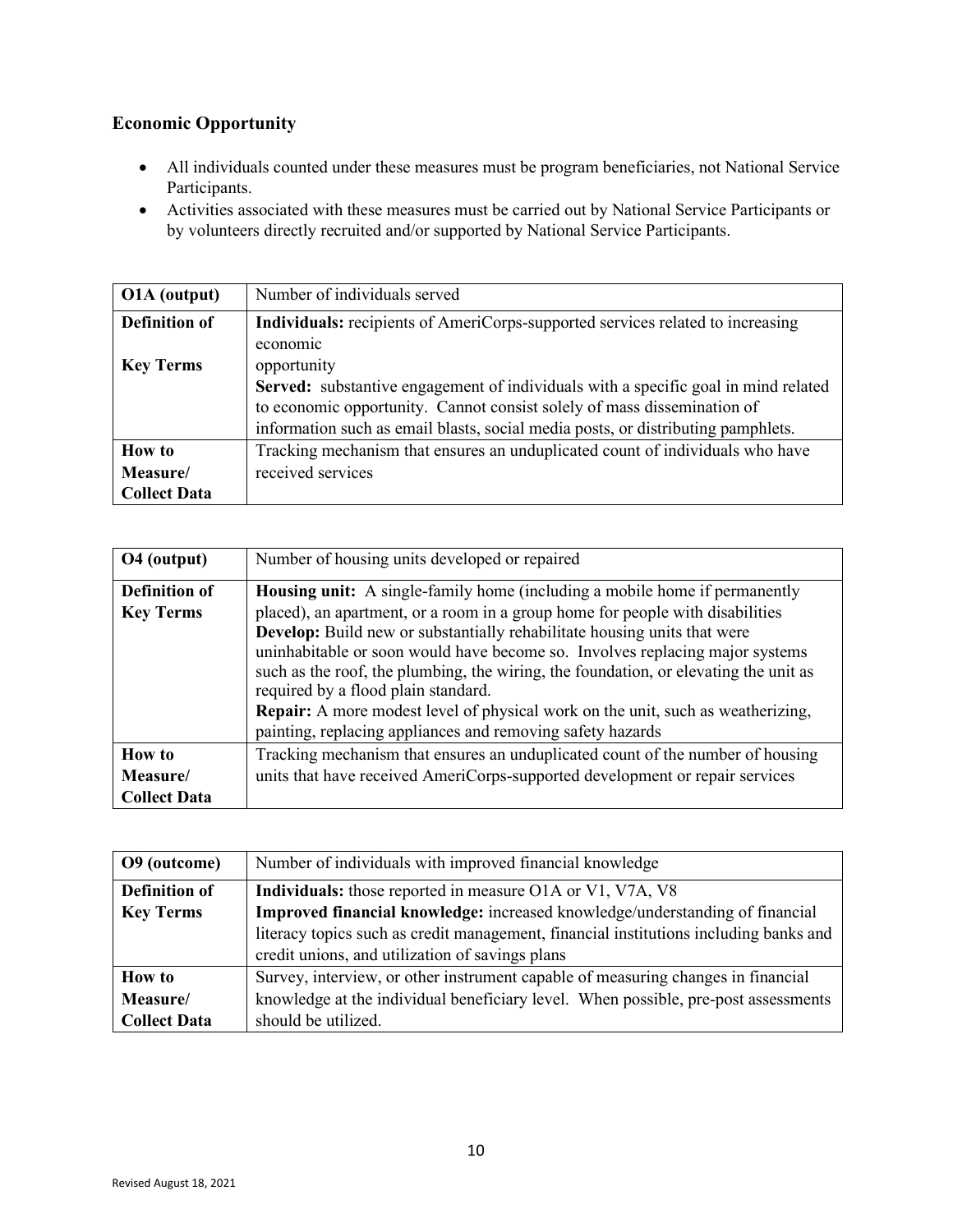## Economic Opportunity

- All individuals counted under these measures must be program beneficiaries, not National Service Participants.
- Activities associated with these measures must be carried out by National Service Participants or by volunteers directly recruited and/or supported by National Service Participants.

| **O1A (output)** | Number of individuals served |
|---|---|
| **Definition of Key Terms** | **Individuals:** recipients of AmeriCorps-supported services related to increasing economic opportunity<br>**Served:** substantive engagement of individuals with a specific goal in mind related to economic opportunity. Cannot consist solely of mass dissemination of information such as email blasts, social media posts, or distributing pamphlets. |
| **How to Measure/ Collect Data** | Tracking mechanism that ensures an unduplicated count of individuals who have received services |

| **O4 (output)** | Number of housing units developed or repaired |
|---|---|
| **Definition of Key Terms** | **Housing unit:** A single-family home (including a mobile home if permanently placed), an apartment, or a room in a group home for people with disabilities<br>**Develop:** Build new or substantially rehabilitate housing units that were uninhabitable or soon would have become so. Involves replacing major systems such as the roof, the plumbing, the wiring, the foundation, or elevating the unit as required by a flood plain standard.<br>**Repair:** A more modest level of physical work on the unit, such as weatherizing, painting, replacing appliances and removing safety hazards |
| **How to Measure/ Collect Data** | Tracking mechanism that ensures an unduplicated count of the number of housing units that have received AmeriCorps-supported development or repair services |

| **O9 (outcome)** | Number of individuals with improved financial knowledge |
|---|---|
| **Definition of Key Terms** | **Individuals:** those reported in measure O1A or V1, V7A, V8<br>**Improved financial knowledge:** increased knowledge/understanding of financial literacy topics such as credit management, financial institutions including banks and credit unions, and utilization of savings plans |
| **How to Measure/ Collect Data** | Survey, interview, or other instrument capable of measuring changes in financial knowledge at the individual beneficiary level. When possible, pre-post assessments should be utilized. |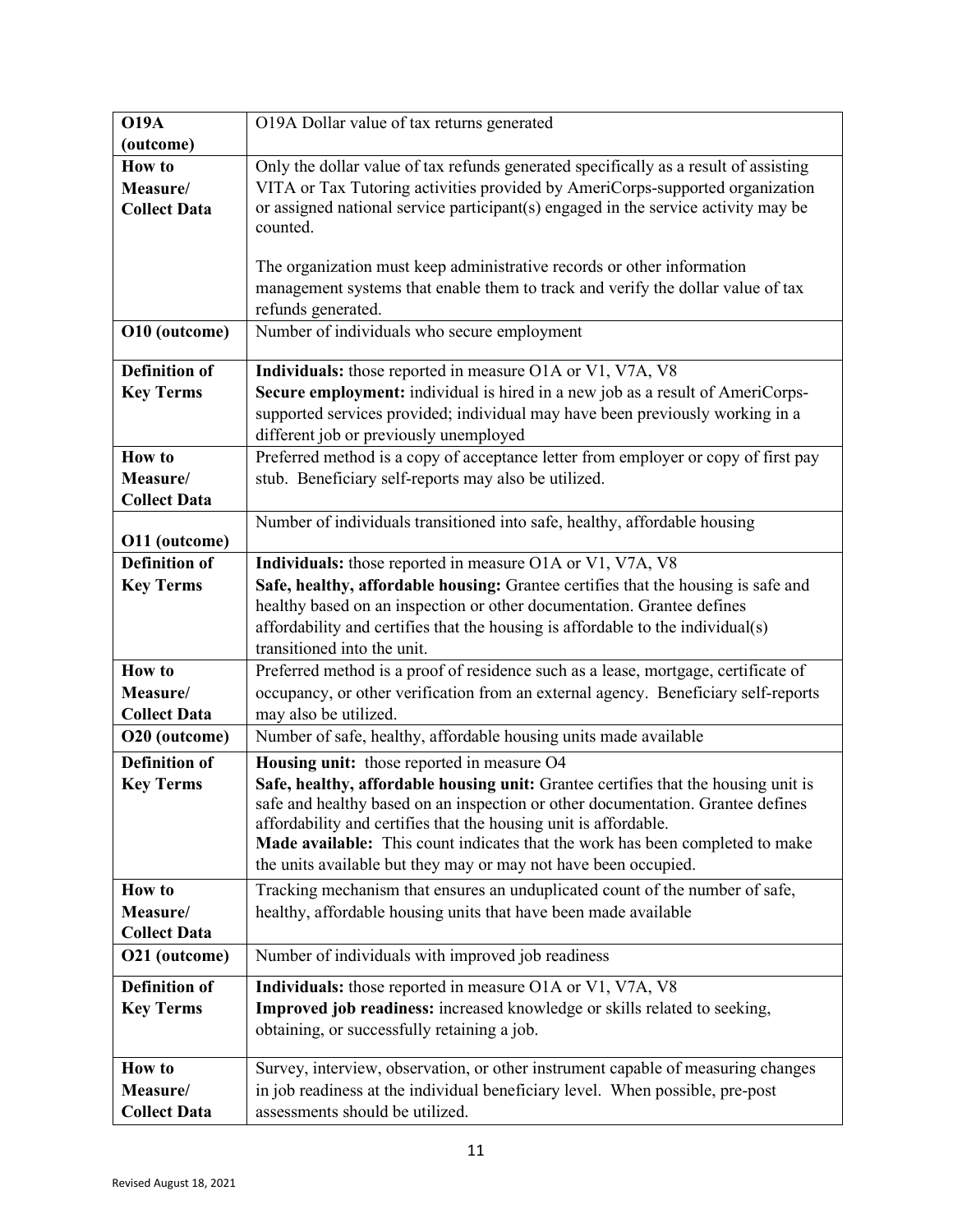| **O19A (outcome)** | O19A Dollar value of tax returns generated |
|---|---|
| **How to Measure/ Collect Data** | Only the dollar value of tax refunds generated specifically as a result of assisting VITA or Tax Tutoring activities provided by AmeriCorps-supported organization or assigned national service participant(s) engaged in the service activity may be counted.<br><br>The organization must keep administrative records or other information management systems that enable them to track and verify the dollar value of tax refunds generated. |
| **O10 (outcome)** | Number of individuals who secure employment |
| **Definition of Key Terms** | **Individuals:** those reported in measure O1A or V1, V7A, V8<br>**Secure employment:** individual is hired in a new job as a result of AmeriCorps-supported services provided; individual may have been previously working in a different job or previously unemployed |
| **How to Measure/ Collect Data** | Preferred method is a copy of acceptance letter from employer or copy of first pay stub. Beneficiary self-reports may also be utilized. |
| **O11 (outcome)** | Number of individuals transitioned into safe, healthy, affordable housing |
| **Definition of Key Terms** | **Individuals:** those reported in measure O1A or V1, V7A, V8<br>**Safe, healthy, affordable housing:** Grantee certifies that the housing is safe and healthy based on an inspection or other documentation. Grantee defines affordability and certifies that the housing is affordable to the individual(s) transitioned into the unit. |
| **How to Measure/ Collect Data** | Preferred method is a proof of residence such as a lease, mortgage, certificate of occupancy, or other verification from an external agency. Beneficiary self-reports may also be utilized. |
| **O20 (outcome)** | Number of safe, healthy, affordable housing units made available |
| **Definition of Key Terms** | **Housing unit:** those reported in measure O4<br>**Safe, healthy, affordable housing unit:** Grantee certifies that the housing unit is safe and healthy based on an inspection or other documentation. Grantee defines affordability and certifies that the housing unit is affordable.<br>**Made available:** This count indicates that the work has been completed to make the units available but they may or may not have been occupied. |
| **How to Measure/ Collect Data** | Tracking mechanism that ensures an unduplicated count of the number of safe, healthy, affordable housing units that have been made available |
| **O21 (outcome)** | Number of individuals with improved job readiness |
| **Definition of Key Terms** | **Individuals:** those reported in measure O1A or V1, V7A, V8<br>**Improved job readiness:** increased knowledge or skills related to seeking, obtaining, or successfully retaining a job. |
| **How to Measure/ Collect Data** | Survey, interview, observation, or other instrument capable of measuring changes in job readiness at the individual beneficiary level. When possible, pre-post assessments should be utilized. |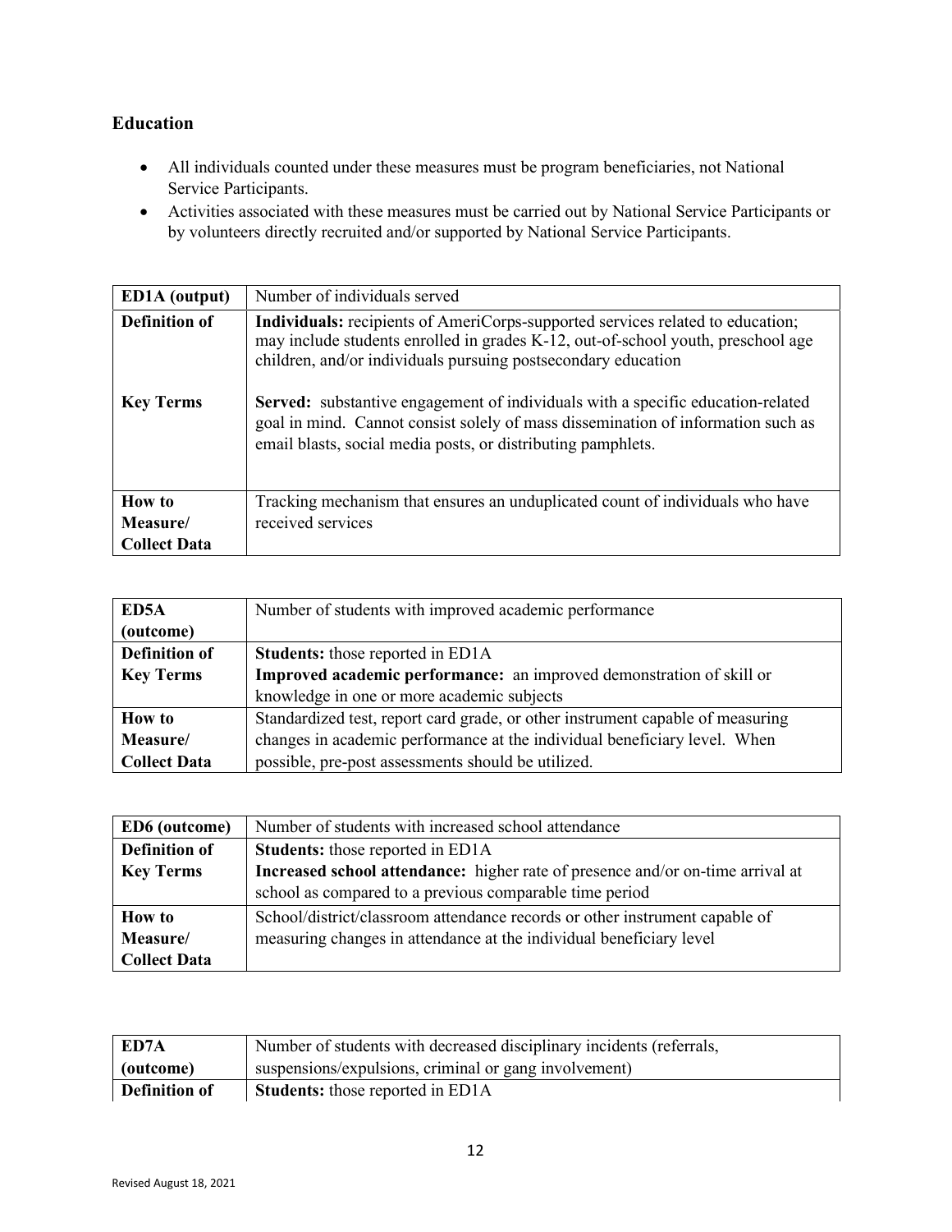## Education

- All individuals counted under these measures must be program beneficiaries, not National Service Participants.
- Activities associated with these measures must be carried out by National Service Participants or by volunteers directly recruited and/or supported by National Service Participants.

| **ED1A (output)** | Number of individuals served |
|---|---|
| **Definition of Key Terms** | **Individuals:** recipients of AmeriCorps-supported services related to education; may include students enrolled in grades K-12, out-of-school youth, preschool age children, and/or individuals pursuing postsecondary education<br><br>**Served:** substantive engagement of individuals with a specific education-related goal in mind. Cannot consist solely of mass dissemination of information such as email blasts, social media posts, or distributing pamphlets. |
| **How to Measure/ Collect Data** | Tracking mechanism that ensures an unduplicated count of individuals who have received services |

| **ED5A (outcome)** | Number of students with improved academic performance |
|---|---|
| **Definition of Key Terms** | **Students:** those reported in ED1A<br>**Improved academic performance:** an improved demonstration of skill or knowledge in one or more academic subjects |
| **How to Measure/ Collect Data** | Standardized test, report card grade, or other instrument capable of measuring changes in academic performance at the individual beneficiary level. When possible, pre-post assessments should be utilized. |

| **ED6 (outcome)** | Number of students with increased school attendance |
|---|---|
| **Definition of Key Terms** | **Students:** those reported in ED1A<br>**Increased school attendance:** higher rate of presence and/or on-time arrival at school as compared to a previous comparable time period |
| **How to Measure/ Collect Data** | School/district/classroom attendance records or other instrument capable of measuring changes in attendance at the individual beneficiary level |

| **ED7A (outcome)** | Number of students with decreased disciplinary incidents (referrals, suspensions/expulsions, criminal or gang involvement) |
|---|---|
| **Definition of** | **Students:** those reported in ED1A |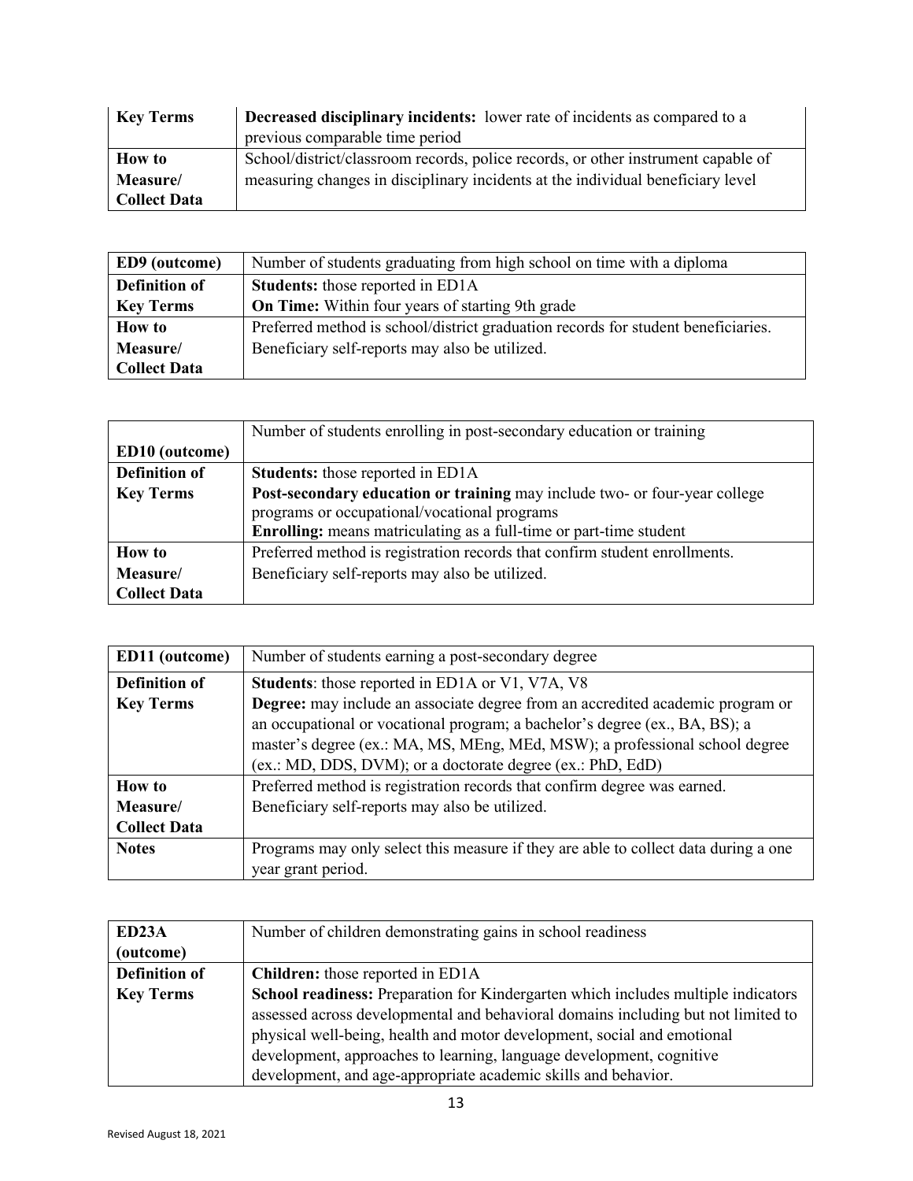| Key Terms | **Decreased disciplinary incidents:** lower rate of incidents as compared to a previous comparable time period |
|---|---|
| **How to Measure/ Collect Data** | School/district/classroom records, police records, or other instrument capable of measuring changes in disciplinary incidents at the individual beneficiary level |

| ED9 (outcome) | Number of students graduating from high school on time with a diploma |
|---|---|
| **Definition of Key Terms** | **Students:** those reported in ED1A<br>**On Time:** Within four years of starting 9th grade |
| **How to Measure/ Collect Data** | Preferred method is school/district graduation records for student beneficiaries. Beneficiary self-reports may also be utilized. |

| ED10 (outcome) | Number of students enrolling in post-secondary education or training |
|---|---|
| **Definition of Key Terms** | **Students:** those reported in ED1A<br>**Post-secondary education or training** may include two- or four-year college programs or occupational/vocational programs<br>**Enrolling:** means matriculating as a full-time or part-time student |
| **How to Measure/ Collect Data** | Preferred method is registration records that confirm student enrollments. Beneficiary self-reports may also be utilized. |

| ED11 (outcome) | Number of students earning a post-secondary degree |
|---|---|
| **Definition of Key Terms** | **Students**: those reported in ED1A or V1, V7A, V8<br>**Degree:** may include an associate degree from an accredited academic program or an occupational or vocational program; a bachelor's degree (ex., BA, BS); a master's degree (ex.: MA, MS, MEng, MEd, MSW); a professional school degree (ex.: MD, DDS, DVM); or a doctorate degree (ex.: PhD, EdD) |
| **How to Measure/ Collect Data** | Preferred method is registration records that confirm degree was earned. Beneficiary self-reports may also be utilized. |
| **Notes** | Programs may only select this measure if they are able to collect data during a one year grant period. |

| ED23A (outcome) | Number of children demonstrating gains in school readiness |
|---|---|
| **Definition of Key Terms** | **Children:** those reported in ED1A<br>**School readiness:** Preparation for Kindergarten which includes multiple indicators assessed across developmental and behavioral domains including but not limited to physical well-being, health and motor development, social and emotional development, approaches to learning, language development, cognitive development, and age-appropriate academic skills and behavior. |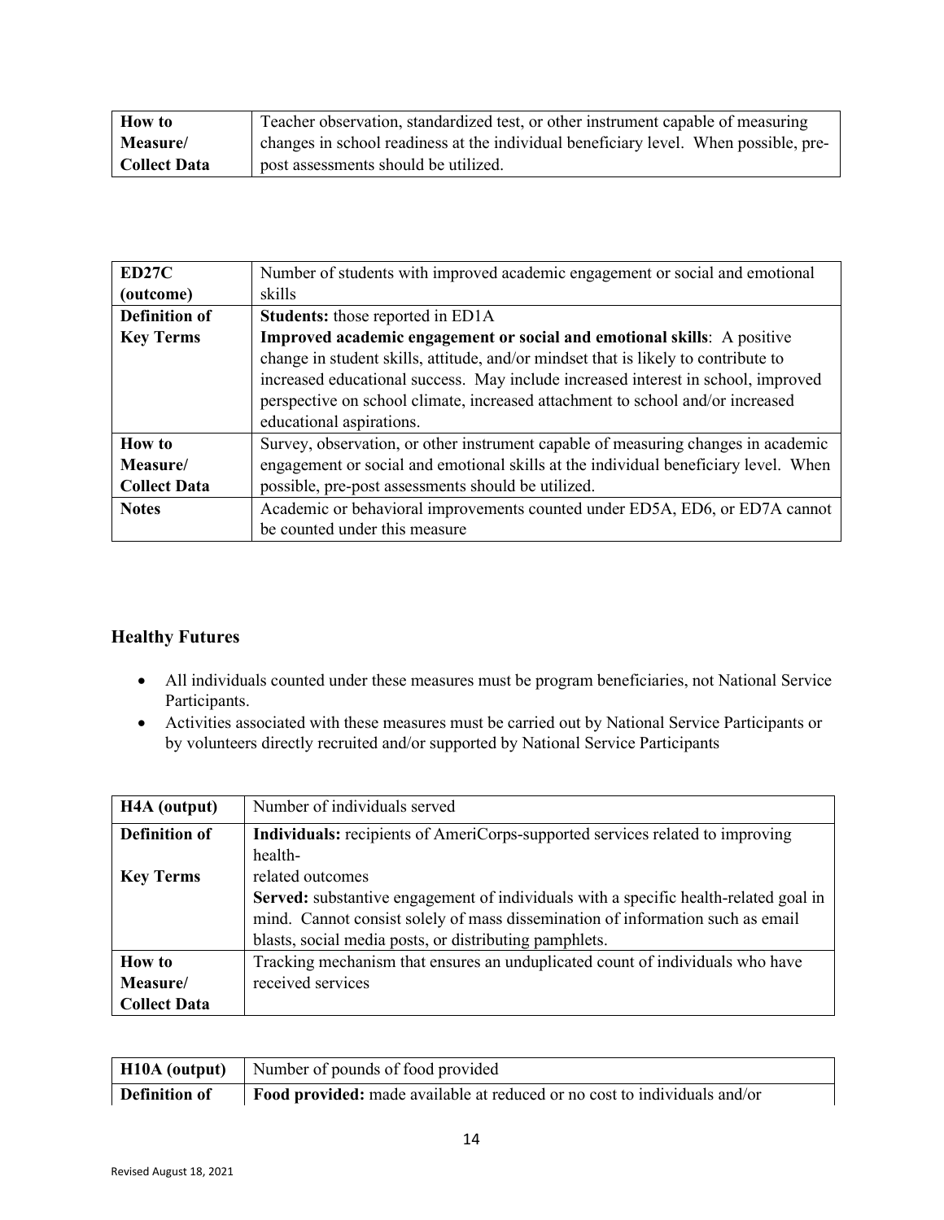| How to Measure/ Collect Data | Teacher observation, standardized test, or other instrument capable of measuring changes in school readiness at the individual beneficiary level. When possible, pre-post assessments should be utilized. |
|---|---|

| ED27C (outcome) | Number of students with improved academic engagement or social and emotional skills |
|---|---|
| **Definition of Key Terms** | **Students:** those reported in ED1A<br>**Improved academic engagement or social and emotional skills**: A positive change in student skills, attitude, and/or mindset that is likely to contribute to increased educational success. May include increased interest in school, improved perspective on school climate, increased attachment to school and/or increased educational aspirations. |
| **How to Measure/ Collect Data** | Survey, observation, or other instrument capable of measuring changes in academic engagement or social and emotional skills at the individual beneficiary level. When possible, pre-post assessments should be utilized. |
| **Notes** | Academic or behavioral improvements counted under ED5A, ED6, or ED7A cannot be counted under this measure |

### Healthy Futures

- All individuals counted under these measures must be program beneficiaries, not National Service Participants.
- Activities associated with these measures must be carried out by National Service Participants or by volunteers directly recruited and/or supported by National Service Participants

| H4A (output) | Number of individuals served |
|---|---|
| **Definition of Key Terms** | **Individuals:** recipients of AmeriCorps-supported services related to improving health-related outcomes<br>**Served:** substantive engagement of individuals with a specific health-related goal in mind. Cannot consist solely of mass dissemination of information such as email blasts, social media posts, or distributing pamphlets. |
| **How to Measure/ Collect Data** | Tracking mechanism that ensures an unduplicated count of individuals who have received services |

| H10A (output) | Number of pounds of food provided |
|---|---|
| **Definition of** | **Food provided:** made available at reduced or no cost to individuals and/or |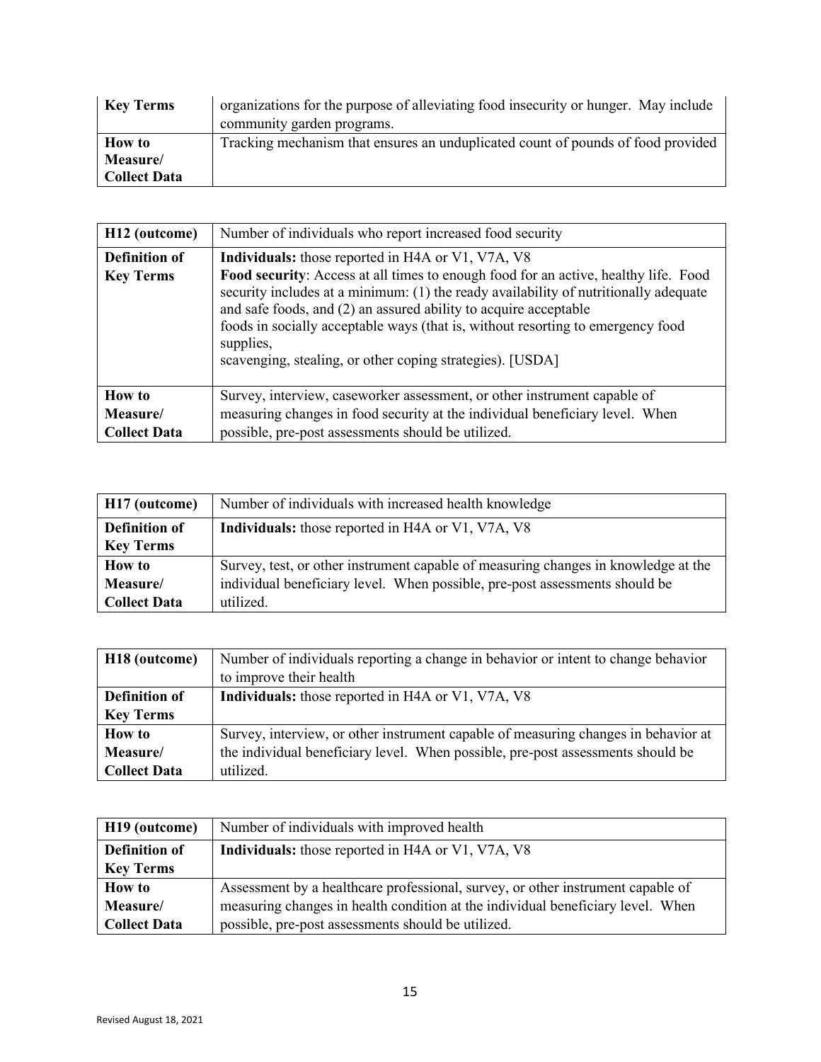| **Key Terms** | organizations for the purpose of alleviating food insecurity or hunger. May include community garden programs. |
|---|---|
| **How to Measure/ Collect Data** | Tracking mechanism that ensures an unduplicated count of pounds of food provided |

| **H12 (outcome)** | Number of individuals who report increased food security |
|---|---|
| **Definition of Key Terms** | **Individuals:** those reported in H4A or V1, V7A, V8<br>**Food security**: Access at all times to enough food for an active, healthy life. Food security includes at a minimum: (1) the ready availability of nutritionally adequate and safe foods, and (2) an assured ability to acquire acceptable foods in socially acceptable ways (that is, without resorting to emergency food supplies, scavenging, stealing, or other coping strategies). [USDA] |
| **How to Measure/ Collect Data** | Survey, interview, caseworker assessment, or other instrument capable of measuring changes in food security at the individual beneficiary level. When possible, pre-post assessments should be utilized. |

| **H17 (outcome)** | Number of individuals with increased health knowledge |
|---|---|
| **Definition of Key Terms** | **Individuals:** those reported in H4A or V1, V7A, V8 |
| **How to Measure/ Collect Data** | Survey, test, or other instrument capable of measuring changes in knowledge at the individual beneficiary level. When possible, pre-post assessments should be utilized. |

| **H18 (outcome)** | Number of individuals reporting a change in behavior or intent to change behavior to improve their health |
|---|---|
| **Definition of Key Terms** | **Individuals:** those reported in H4A or V1, V7A, V8 |
| **How to Measure/ Collect Data** | Survey, interview, or other instrument capable of measuring changes in behavior at the individual beneficiary level. When possible, pre-post assessments should be utilized. |

| **H19 (outcome)** | Number of individuals with improved health |
|---|---|
| **Definition of Key Terms** | **Individuals:** those reported in H4A or V1, V7A, V8 |
| **How to Measure/ Collect Data** | Assessment by a healthcare professional, survey, or other instrument capable of measuring changes in health condition at the individual beneficiary level. When possible, pre-post assessments should be utilized. |

Revised August 18, 2021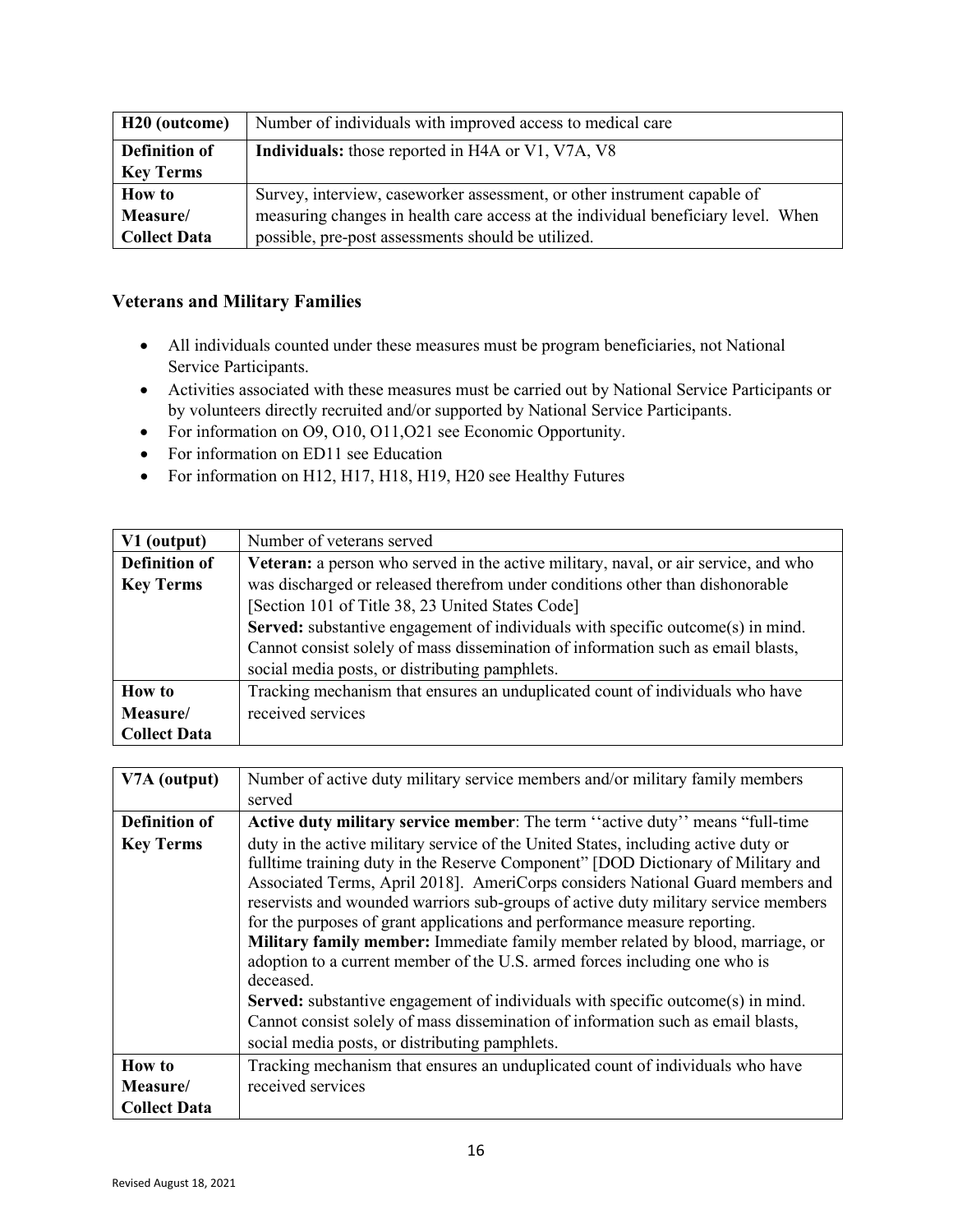| H20 (outcome) | Number of individuals with improved access to medical care |
|---|---|
| **Definition of Key Terms** | **Individuals:** those reported in H4A or V1, V7A, V8 |
| **How to Measure/ Collect Data** | Survey, interview, caseworker assessment, or other instrument capable of measuring changes in health care access at the individual beneficiary level. When possible, pre-post assessments should be utilized. |

### Veterans and Military Families

- All individuals counted under these measures must be program beneficiaries, not National Service Participants.
- Activities associated with these measures must be carried out by National Service Participants or by volunteers directly recruited and/or supported by National Service Participants.
- For information on O9, O10, O11,O21 see Economic Opportunity.
- For information on ED11 see Education
- For information on H12, H17, H18, H19, H20 see Healthy Futures

| V1 (output) | Number of veterans served |
|---|---|
| **Definition of Key Terms** | **Veteran:** a person who served in the active military, naval, or air service, and who was discharged or released therefrom under conditions other than dishonorable [Section 101 of Title 38, 23 United States Code] **Served:** substantive engagement of individuals with specific outcome(s) in mind. Cannot consist solely of mass dissemination of information such as email blasts, social media posts, or distributing pamphlets. |
| **How to Measure/ Collect Data** | Tracking mechanism that ensures an unduplicated count of individuals who have received services |

| V7A (output) | Number of active duty military service members and/or military family members served |
|---|---|
| **Definition of Key Terms** | **Active duty military service member**: The term ''active duty'' means "full-time duty in the active military service of the United States, including active duty or fulltime training duty in the Reserve Component" [DOD Dictionary of Military and Associated Terms, April 2018]. AmeriCorps considers National Guard members and reservists and wounded warriors sub-groups of active duty military service members for the purposes of grant applications and performance measure reporting. **Military family member:** Immediate family member related by blood, marriage, or adoption to a current member of the U.S. armed forces including one who is deceased. **Served:** substantive engagement of individuals with specific outcome(s) in mind. Cannot consist solely of mass dissemination of information such as email blasts, social media posts, or distributing pamphlets. |
| **How to Measure/ Collect Data** | Tracking mechanism that ensures an unduplicated count of individuals who have received services |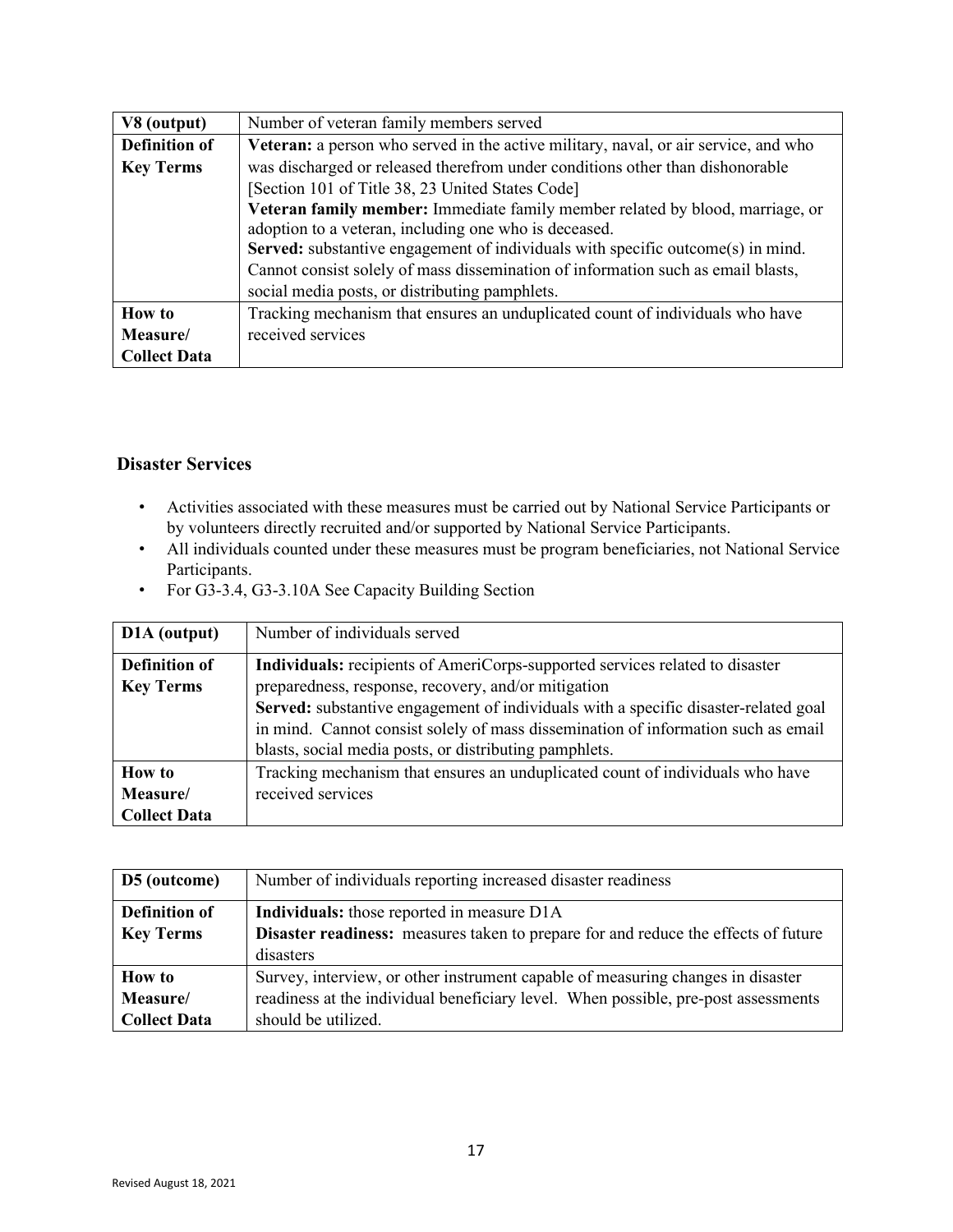| **V8 (output)** | Number of veteran family members served |
|---|---|
| **Definition of Key Terms** | **Veteran:** a person who served in the active military, naval, or air service, and who was discharged or released therefrom under conditions other than dishonorable [Section 101 of Title 38, 23 United States Code]<br>**Veteran family member:** Immediate family member related by blood, marriage, or adoption to a veteran, including one who is deceased.<br>**Served:** substantive engagement of individuals with specific outcome(s) in mind. Cannot consist solely of mass dissemination of information such as email blasts, social media posts, or distributing pamphlets. |
| **How to Measure/ Collect Data** | Tracking mechanism that ensures an unduplicated count of individuals who have received services |

### Disaster Services

- Activities associated with these measures must be carried out by National Service Participants or by volunteers directly recruited and/or supported by National Service Participants.
- All individuals counted under these measures must be program beneficiaries, not National Service Participants.
- For G3-3.4, G3-3.10A See Capacity Building Section

| **D1A (output)** | Number of individuals served |
|---|---|
| **Definition of Key Terms** | **Individuals:** recipients of AmeriCorps-supported services related to disaster preparedness, response, recovery, and/or mitigation<br>**Served:** substantive engagement of individuals with a specific disaster-related goal in mind. Cannot consist solely of mass dissemination of information such as email blasts, social media posts, or distributing pamphlets. |
| **How to Measure/ Collect Data** | Tracking mechanism that ensures an unduplicated count of individuals who have received services |

| **D5 (outcome)** | Number of individuals reporting increased disaster readiness |
|---|---|
| **Definition of Key Terms** | **Individuals:** those reported in measure D1A<br>**Disaster readiness:** measures taken to prepare for and reduce the effects of future disasters |
| **How to Measure/ Collect Data** | Survey, interview, or other instrument capable of measuring changes in disaster readiness at the individual beneficiary level. When possible, pre-post assessments should be utilized. |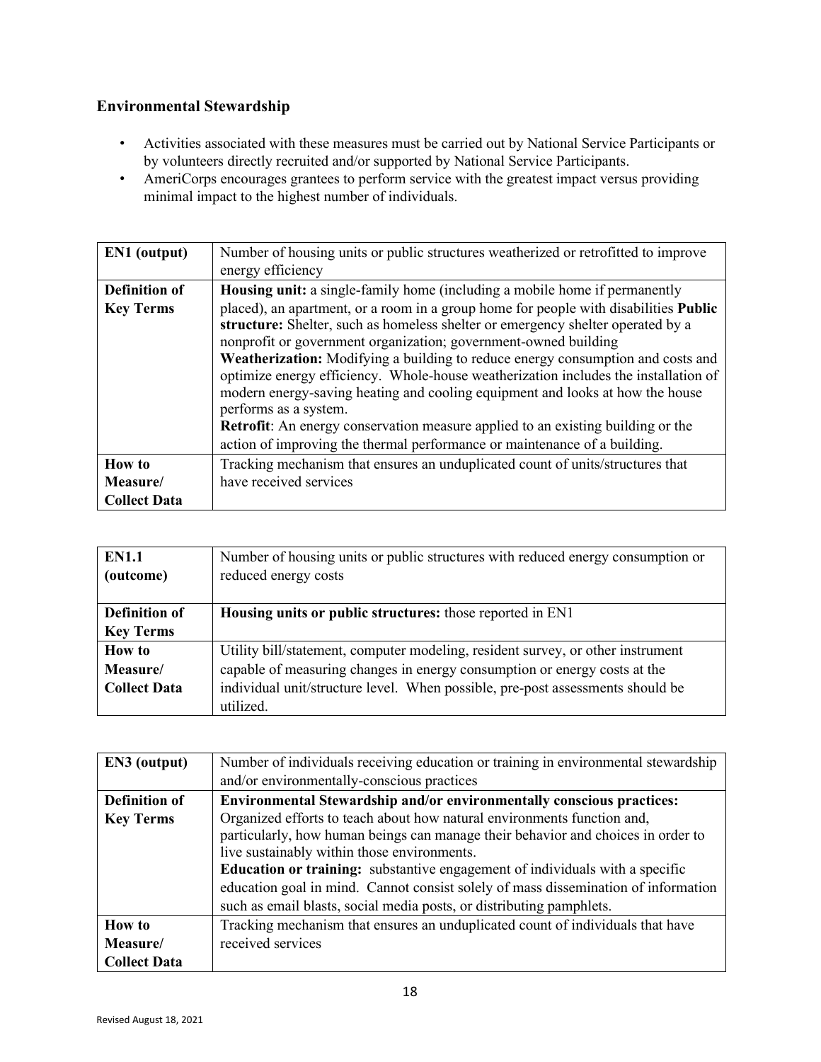## Environmental Stewardship

- Activities associated with these measures must be carried out by National Service Participants or by volunteers directly recruited and/or supported by National Service Participants.
- AmeriCorps encourages grantees to perform service with the greatest impact versus providing minimal impact to the highest number of individuals.

| **EN1 (output)** | Number of housing units or public structures weatherized or retrofitted to improve energy efficiency |
|---|---|
| **Definition of Key Terms** | **Housing unit:** a single-family home (including a mobile home if permanently placed), an apartment, or a room in a group home for people with disabilities **Public structure:** Shelter, such as homeless shelter or emergency shelter operated by a nonprofit or government organization; government-owned building<br>**Weatherization:** Modifying a building to reduce energy consumption and costs and optimize energy efficiency. Whole-house weatherization includes the installation of modern energy-saving heating and cooling equipment and looks at how the house performs as a system.<br>**Retrofit**: An energy conservation measure applied to an existing building or the action of improving the thermal performance or maintenance of a building. |
| **How to Measure/ Collect Data** | Tracking mechanism that ensures an unduplicated count of units/structures that have received services |

| **EN1.1 (outcome)** | Number of housing units or public structures with reduced energy consumption or reduced energy costs |
|---|---|
| **Definition of Key Terms** | **Housing units or public structures:** those reported in EN1 |
| **How to Measure/ Collect Data** | Utility bill/statement, computer modeling, resident survey, or other instrument capable of measuring changes in energy consumption or energy costs at the individual unit/structure level. When possible, pre-post assessments should be utilized. |

| **EN3 (output)** | Number of individuals receiving education or training in environmental stewardship and/or environmentally-conscious practices |
|---|---|
| **Definition of Key Terms** | **Environmental Stewardship and/or environmentally conscious practices:** Organized efforts to teach about how natural environments function and, particularly, how human beings can manage their behavior and choices in order to live sustainably within those environments.<br>**Education or training:** substantive engagement of individuals with a specific education goal in mind. Cannot consist solely of mass dissemination of information such as email blasts, social media posts, or distributing pamphlets. |
| **How to Measure/ Collect Data** | Tracking mechanism that ensures an unduplicated count of individuals that have received services |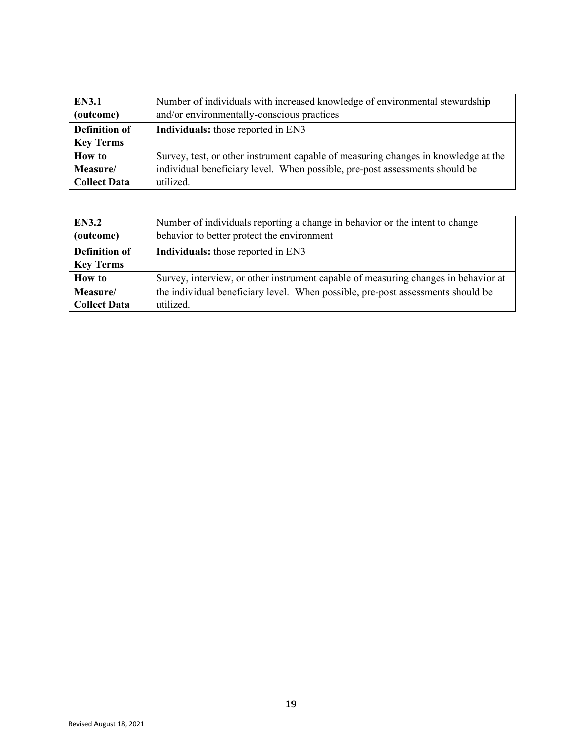| | |
|---|---|
| **EN3.1 (outcome)** | Number of individuals with increased knowledge of environmental stewardship and/or environmentally-conscious practices |
| **Definition of Key Terms** | **Individuals:** those reported in EN3 |
| **How to Measure/ Collect Data** | Survey, test, or other instrument capable of measuring changes in knowledge at the individual beneficiary level. When possible, pre-post assessments should be utilized. |

| | |
|---|---|
| **EN3.2 (outcome)** | Number of individuals reporting a change in behavior or the intent to change behavior to better protect the environment |
| **Definition of Key Terms** | **Individuals:** those reported in EN3 |
| **How to Measure/ Collect Data** | Survey, interview, or other instrument capable of measuring changes in behavior at the individual beneficiary level. When possible, pre-post assessments should be utilized. |

Revised August 18, 2021